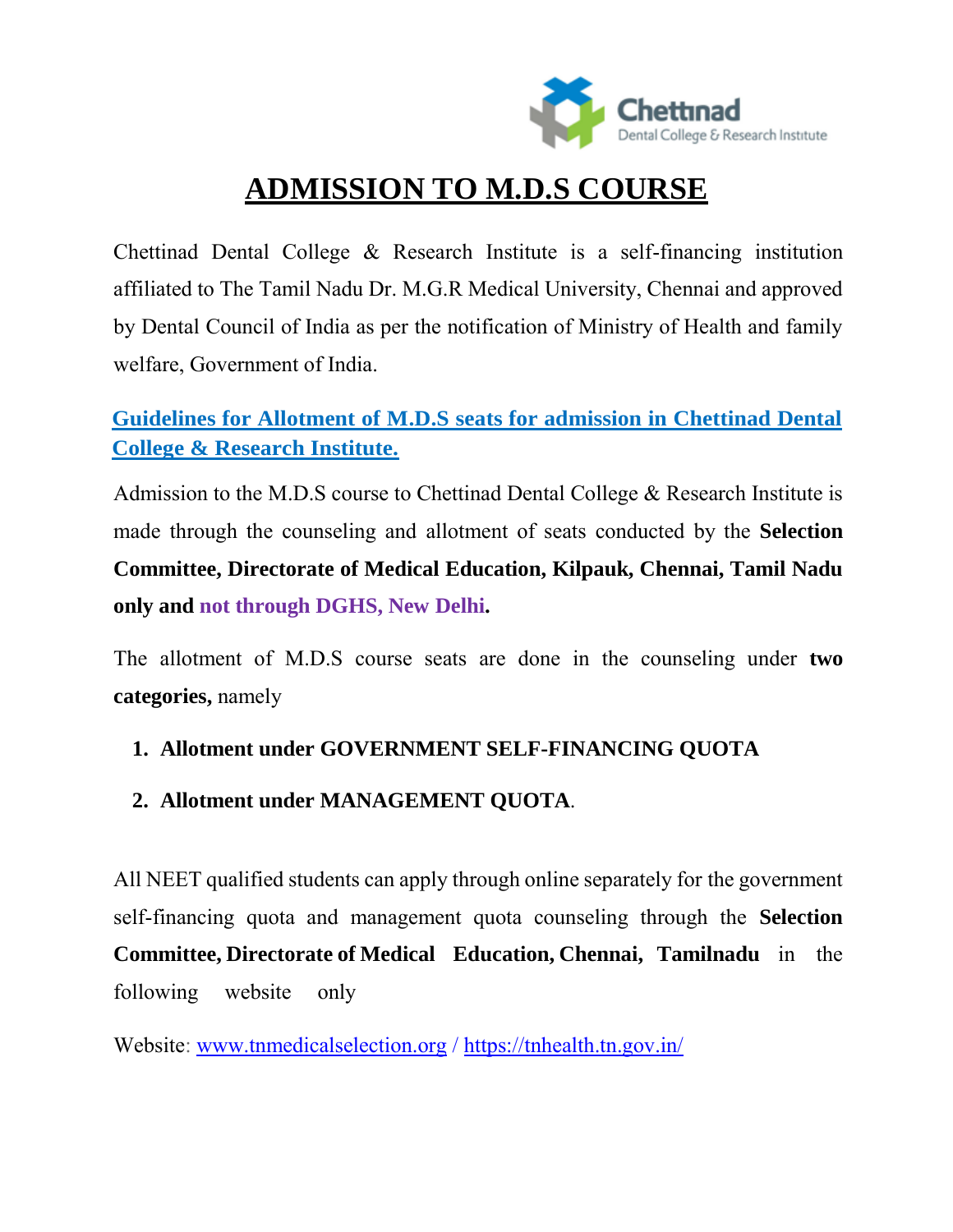Chettinad Dental College & Research Institute

# ADMISSION TO M.D.S COURSE

Chettinad Dental College & Research Institute is a self-financing institution affiliated to The Tamil Nadu Dr. M.G.R Medical University, Chennai and approved by Dental Council of India as per the notification of Ministry of Health and family welfare, Government of India.

## Guidelines for Allotment of M.D.S seats for admission in Chettinad Dental College & Research Institute.

Admission to the M.D.S course to Chettinad Dental College & Research Institute is made through the counseling and allotment of seats conducted by the **Selection Committee, Directorate of Medical Education, Kilpauk, Chennai, Tamil Nadu only and not through DGHS, New Delhi.**

The allotment of M.D.S course seats are done in the counseling under **two categories,** namely

1. **Allotment under GOVERNMENT SELF-FINANCING QUOTA**
2. **Allotment under MANAGEMENT QUOTA**.

All NEET qualified students can apply through online separately for the government self-financing quota and management quota counseling through the **Selection Committee, Directorate of Medical Education, Chennai, Tamilnadu** in the following website only

Website: www.tnmedicalselection.org / https://tnhealth.tn.gov.in/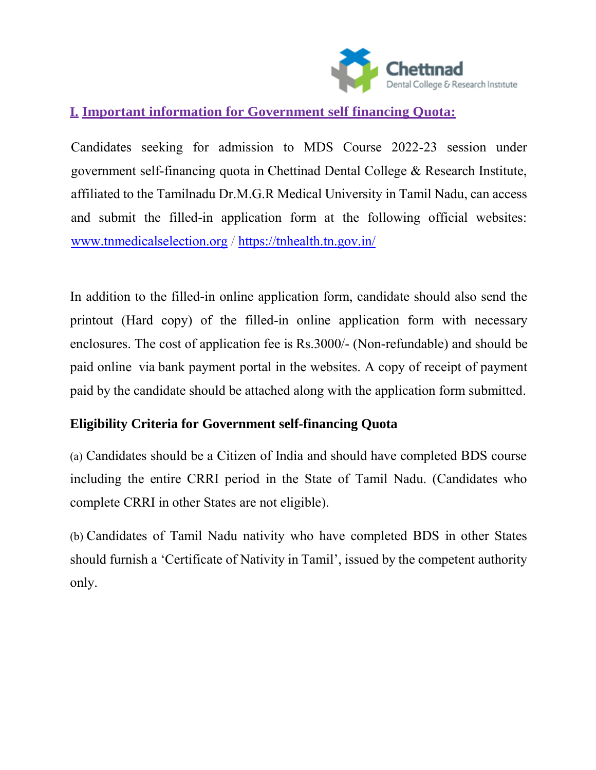## I. Important information for Government self financing Quota:

Candidates seeking for admission to MDS Course 2022-23 session under government self-financing quota in Chettinad Dental College & Research Institute, affiliated to the Tamilnadu Dr.M.G.R Medical University in Tamil Nadu, can access and submit the filled-in application form at the following official websites: www.tnmedicalselection.org / https://tnhealth.tn.gov.in/

In addition to the filled-in online application form, candidate should also send the printout (Hard copy) of the filled-in online application form with necessary enclosures. The cost of application fee is Rs.3000/- (Non-refundable) and should be paid online via bank payment portal in the websites. A copy of receipt of payment paid by the candidate should be attached along with the application form submitted.

### Eligibility Criteria for Government self-financing Quota

(a) Candidates should be a Citizen of India and should have completed BDS course including the entire CRRI period in the State of Tamil Nadu. (Candidates who complete CRRI in other States are not eligible).

(b) Candidates of Tamil Nadu nativity who have completed BDS in other States should furnish a 'Certificate of Nativity in Tamil', issued by the competent authority only.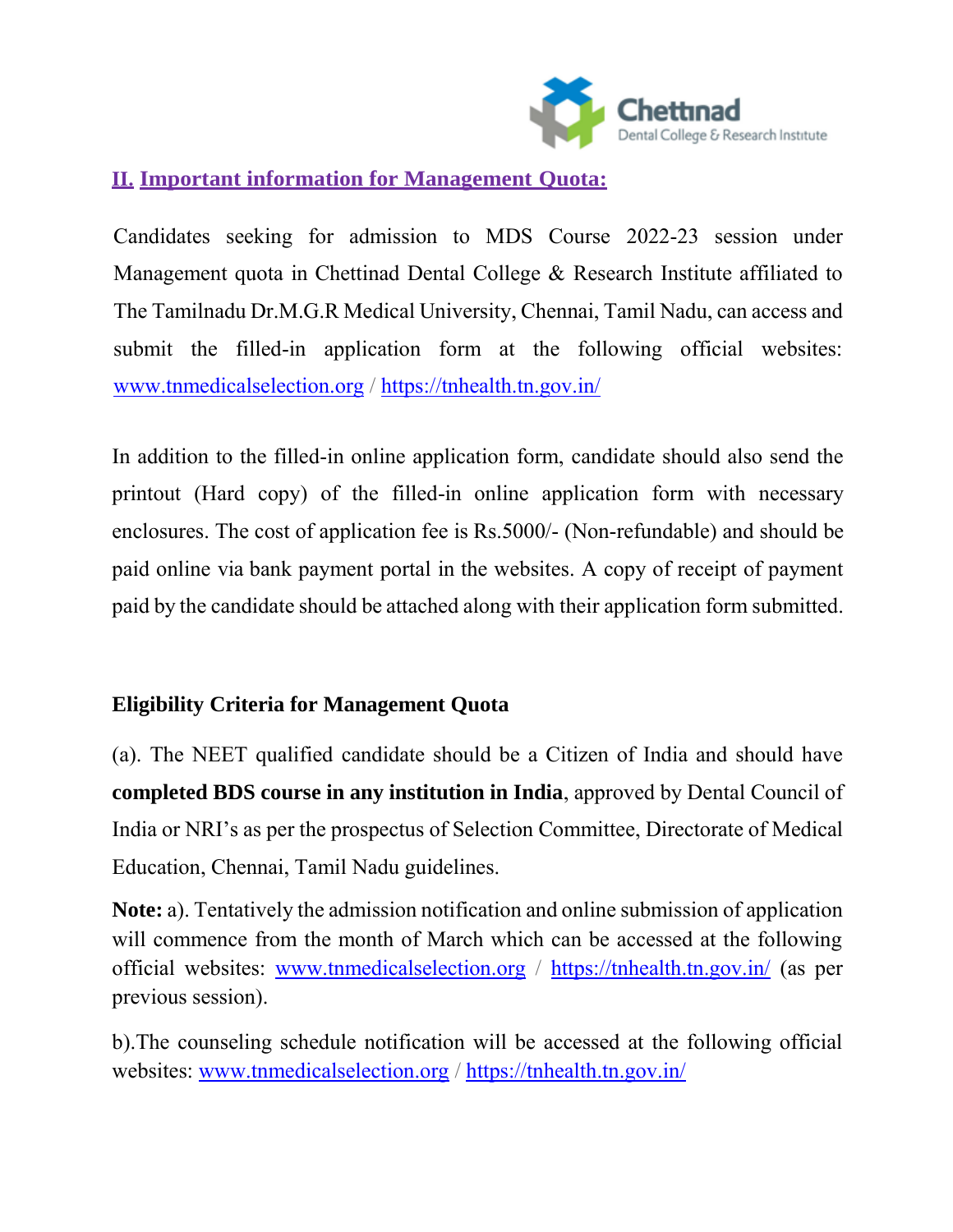## II. Important information for Management Quota:

Candidates seeking for admission to MDS Course 2022-23 session under Management quota in Chettinad Dental College & Research Institute affiliated to The Tamilnadu Dr.M.G.R Medical University, Chennai, Tamil Nadu, can access and submit the filled-in application form at the following official websites: www.tnmedicalselection.org / https://tnhealth.tn.gov.in/

In addition to the filled-in online application form, candidate should also send the printout (Hard copy) of the filled-in online application form with necessary enclosures. The cost of application fee is Rs.5000/- (Non-refundable) and should be paid online via bank payment portal in the websites. A copy of receipt of payment paid by the candidate should be attached along with their application form submitted.

### Eligibility Criteria for Management Quota

(a). The NEET qualified candidate should be a Citizen of India and should have **completed BDS course in any institution in India**, approved by Dental Council of India or NRI's as per the prospectus of Selection Committee, Directorate of Medical Education, Chennai, Tamil Nadu guidelines.

**Note:** a). Tentatively the admission notification and online submission of application will commence from the month of March which can be accessed at the following official websites: www.tnmedicalselection.org / https://tnhealth.tn.gov.in/ (as per previous session).

b).The counseling schedule notification will be accessed at the following official websites: www.tnmedicalselection.org / https://tnhealth.tn.gov.in/